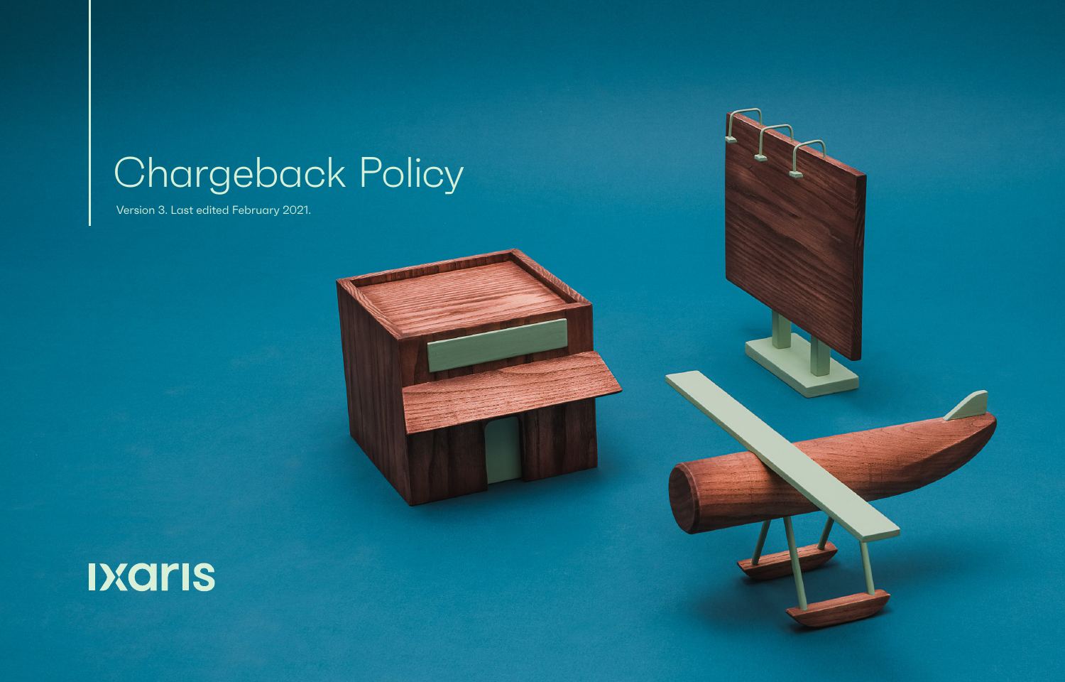# Chargeback Policy

Version 3. Last edited February 2021.

IXARIS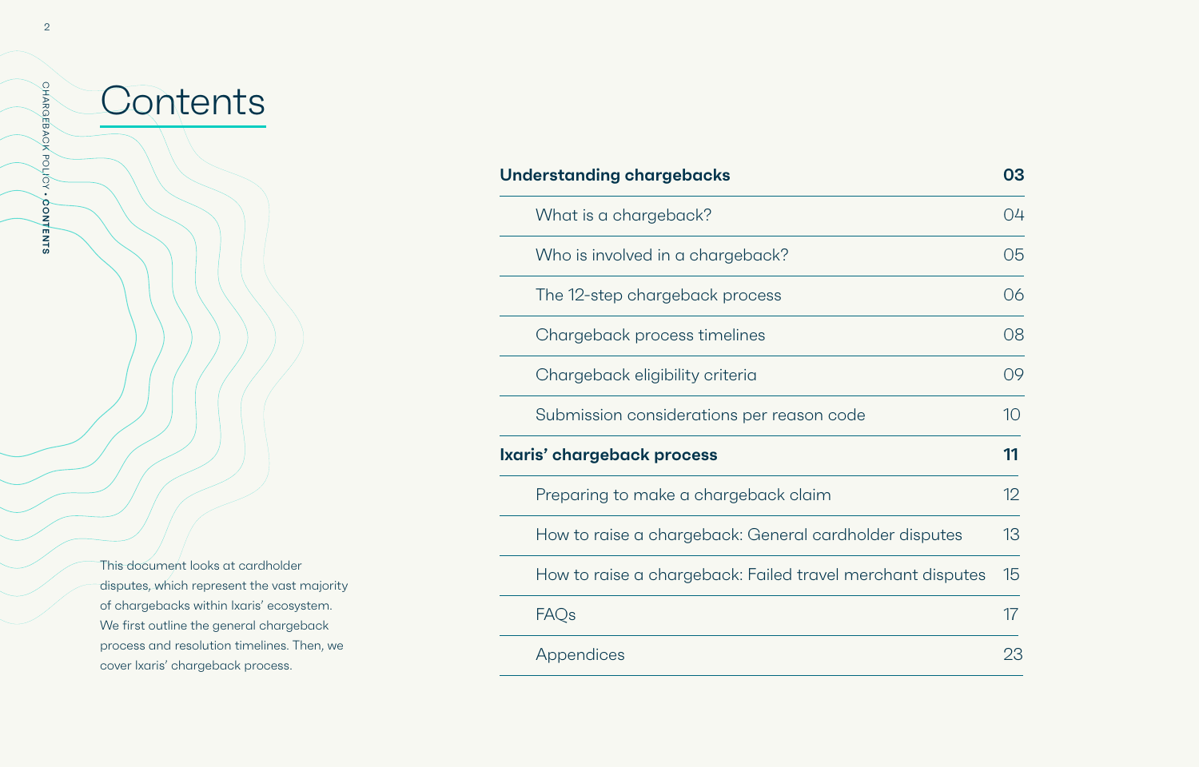# Contents

This document looks at cardholder disputes, which represent the vast majority of chargebacks within Ixaris' ecosystem. We first outline the general chargeback process and resolution timelines. Then, we cover Ixaris' chargeback process.

| | |
|---|---|
| **Understanding chargebacks** | **03** |
| What is a chargeback? | 04 |
| Who is involved in a chargeback? | 05 |
| The 12-step chargeback process | 06 |
| Chargeback process timelines | 08 |
| Chargeback eligibility criteria | 09 |
| Submission considerations per reason code | 10 |
| **Ixaris' chargeback process** | **11** |
| Preparing to make a chargeback claim | 12 |
| How to raise a chargeback: General cardholder disputes | 13 |
| How to raise a chargeback: Failed travel merchant disputes | 15 |
| FAQs | 17 |
| Appendices | 23 |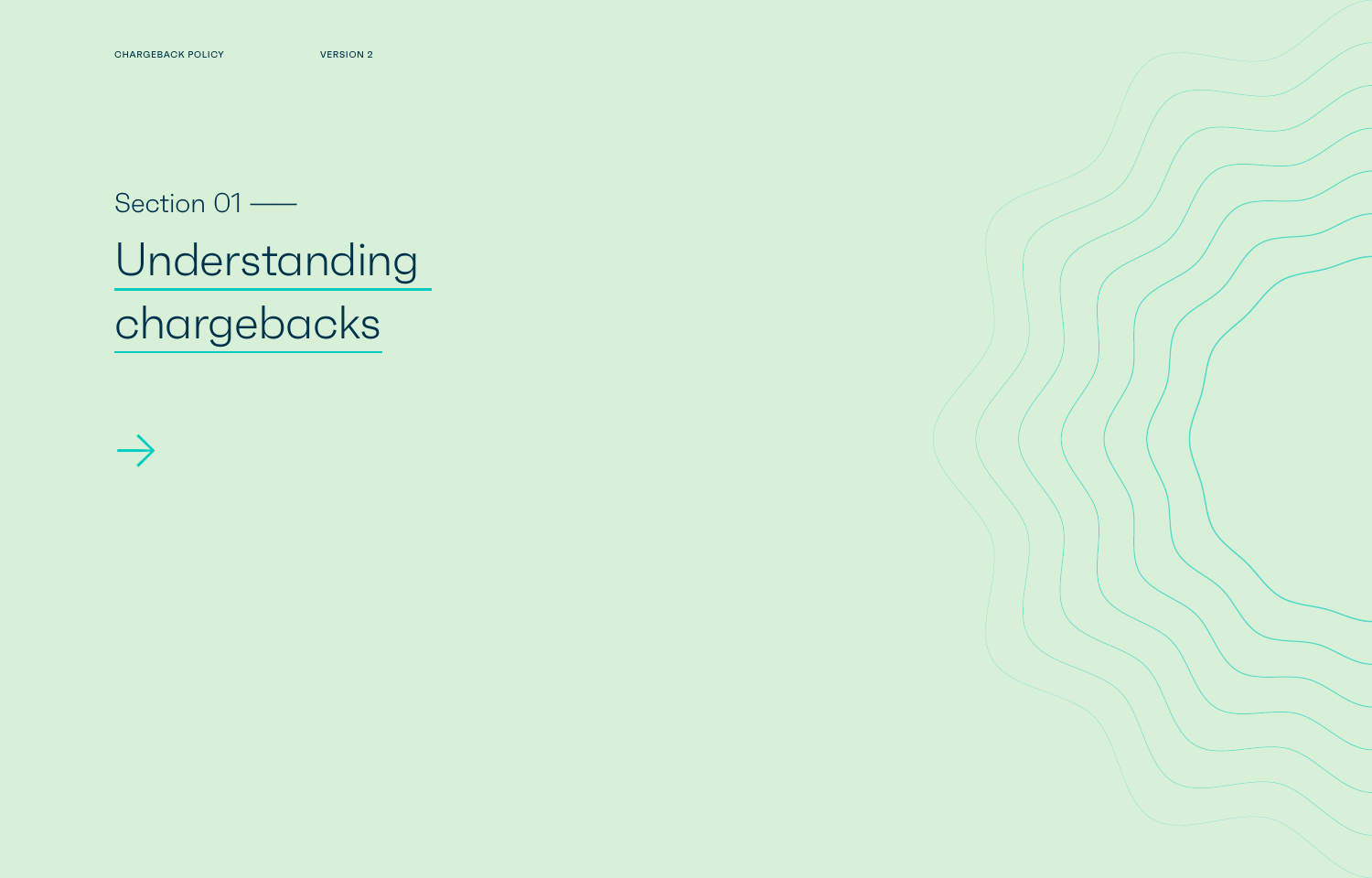Section 01 ——

# Understanding chargebacks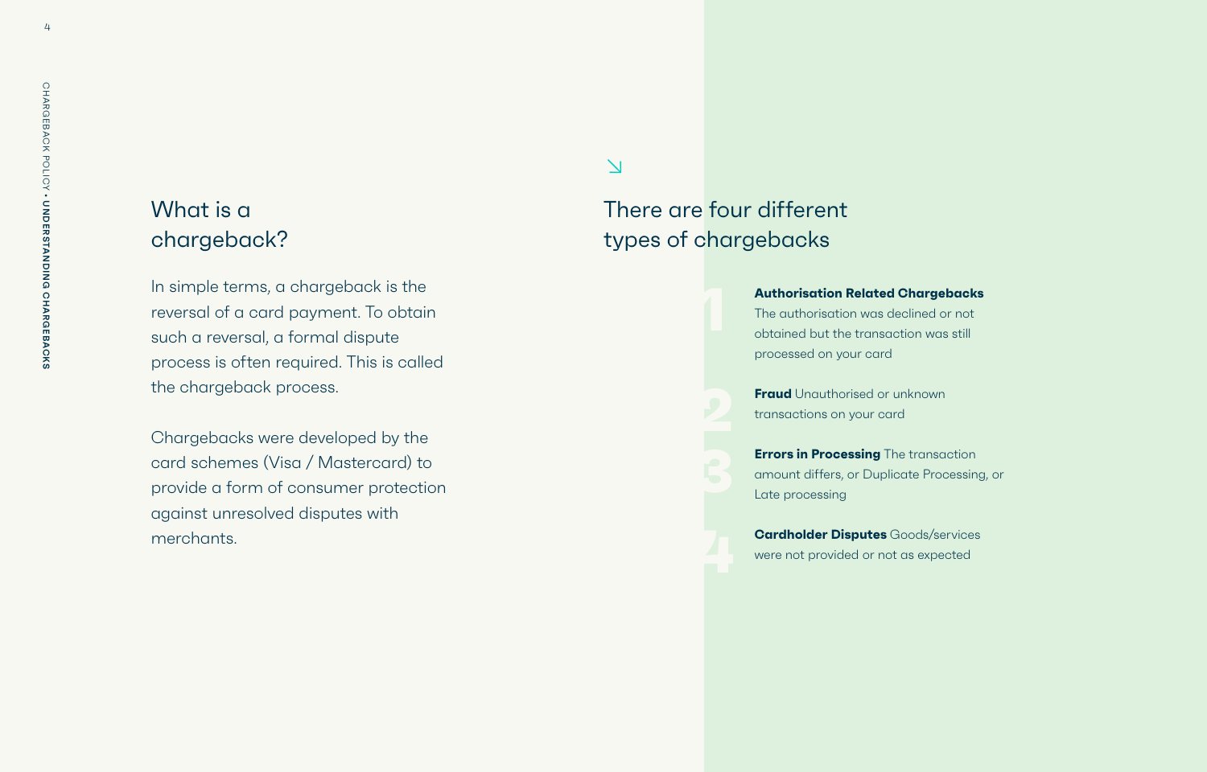## What is a chargeback?

In simple terms, a chargeback is the reversal of a card payment. To obtain such a reversal, a formal dispute process is often required. This is called the chargeback process.

Chargebacks were developed by the card schemes (Visa / Mastercard) to provide a form of consumer protection against unresolved disputes with merchants.

## There are four different types of chargebacks

1. **Authorisation Related Chargebacks** The authorisation was declined or not obtained but the transaction was still processed on your card

2. **Fraud** Unauthorised or unknown transactions on your card

3. **Errors in Processing** The transaction amount differs, or Duplicate Processing, or Late processing

4. **Cardholder Disputes** Goods/services were not provided or not as expected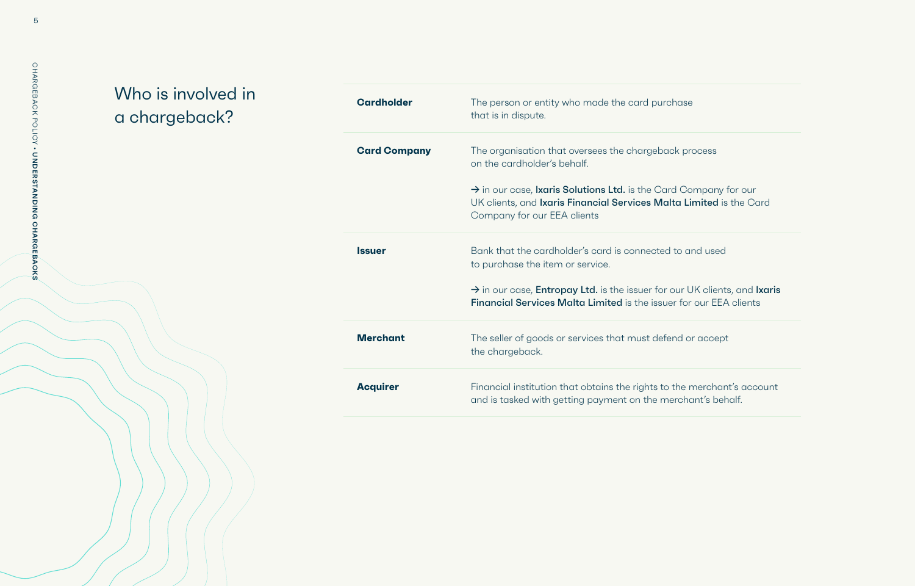## Who is involved in a chargeback?

| | |
|---|---|
| **Cardholder** | The person or entity who made the card purchase that is in dispute. |
| **Card Company** | The organisation that oversees the chargeback process on the cardholder's behalf.<br><br>→ in our case, **Ixaris Solutions Ltd.** is the Card Company for our UK clients, and **Ixaris Financial Services Malta Limited** is the Card Company for our EEA clients |
| **Issuer** | Bank that the cardholder's card is connected to and used to purchase the item or service.<br><br>→ in our case, **Entropay Ltd.** is the issuer for our UK clients, and **Ixaris Financial Services Malta Limited** is the issuer for our EEA clients |
| **Merchant** | The seller of goods or services that must defend or accept the chargeback. |
| **Acquirer** | Financial institution that obtains the rights to the merchant's account and is tasked with getting payment on the merchant's behalf. |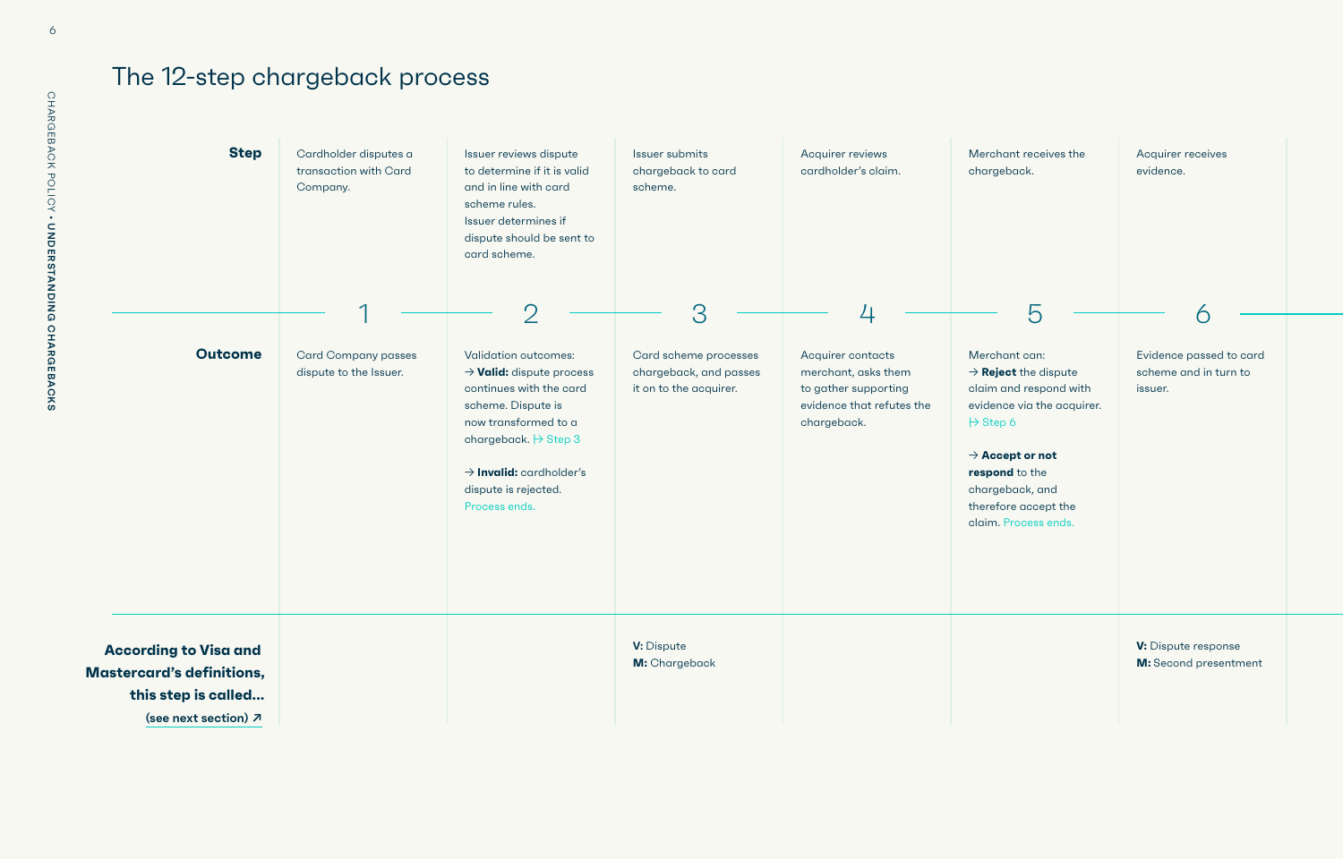# The 12-step chargeback process

| | 1 | 2 | 3 | 4 | 5 | 6 |
|---|---|---|---|---|---|---|
| **Step** | Cardholder disputes a transaction with Card Company. | Issuer reviews dispute to determine if it is valid and in line with card scheme rules. Issuer determines if dispute should be sent to card scheme. | Issuer submits chargeback to card scheme. | Acquirer reviews cardholder's claim. | Merchant receives the chargeback. | Acquirer receives evidence. |
| **Outcome** | Card Company passes dispute to the Issuer. | Validation outcomes: → **Valid:** dispute process continues with the card scheme. Dispute is now transformed to a chargeback. → Step 3<br><br>→ **Invalid:** cardholder's dispute is rejected. Process ends. | Card scheme processes chargeback, and passes it on to the acquirer. | Acquirer contacts merchant, asks them to gather supporting evidence that refutes the chargeback. | Merchant can: → **Reject** the dispute claim and respond with evidence via the acquirer. → Step 6<br><br>→ **Accept or not respond** to the chargeback, and therefore accept the claim. Process ends. | Evidence passed to card scheme and in turn to issuer. |
| **According to Visa and Mastercard's definitions, this step is called...** (see next section) ↗ | | | **V:** Dispute<br>**M:** Chargeback | | | **V:** Dispute response<br>**M:** Second presentment |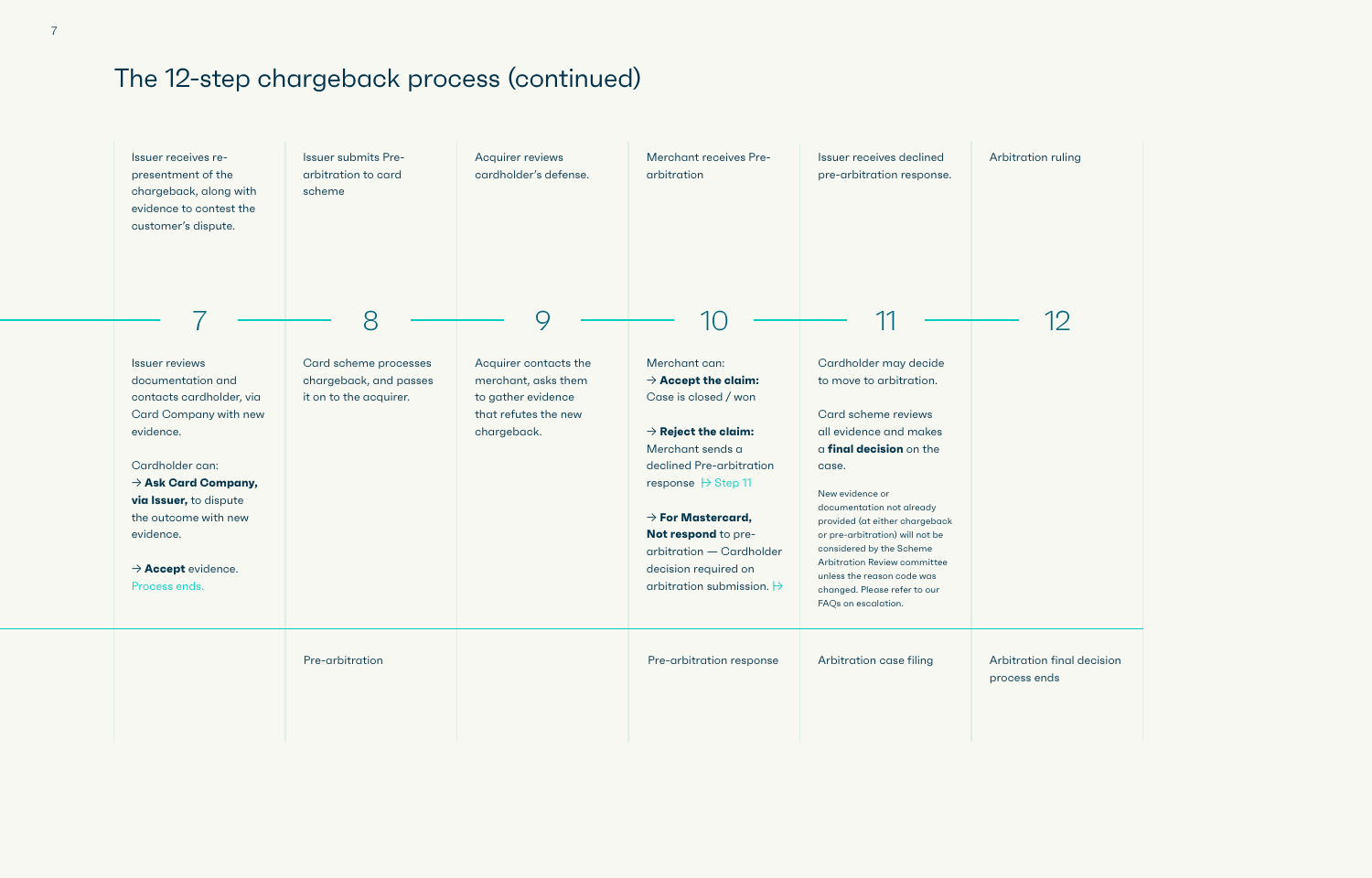# The 12-step chargeback process (continued)

## 7

Issuer receives re-presentment of the chargeback, along with evidence to contest the customer's dispute.

Issuer reviews documentation and contacts cardholder, via Card Company with new evidence.

Cardholder can:

→ **Ask Card Company, via Issuer,** to dispute the outcome with new evidence.

→ **Accept** evidence. Process ends.

## 8

Issuer submits Pre-arbitration to card scheme

Card scheme processes chargeback, and passes it on to the acquirer.

Pre-arbitration

## 9

Acquirer reviews cardholder's defense.

Acquirer contacts the merchant, asks them to gather evidence that refutes the new chargeback.

## 10

Merchant receives Pre-arbitration

Merchant can:

→ **Accept the claim:** Case is closed / won

→ **Reject the claim:** Merchant sends a declined Pre-arbitration response → Step 11

→ **For Mastercard, Not respond** to pre-arbitration — Cardholder decision required on arbitration submission. →

Pre-arbitration response

## 11

Issuer receives declined pre-arbitration response.

Cardholder may decide to move to arbitration.

Card scheme reviews all evidence and makes a **final decision** on the case.

New evidence or documentation not already provided (at either chargeback or pre-arbitration) will not be considered by the Scheme Arbitration Review committee unless the reason code was changed. Please refer to our FAQs on escalation.

Arbitration case filing

## 12

Arbitration ruling

Arbitration final decision process ends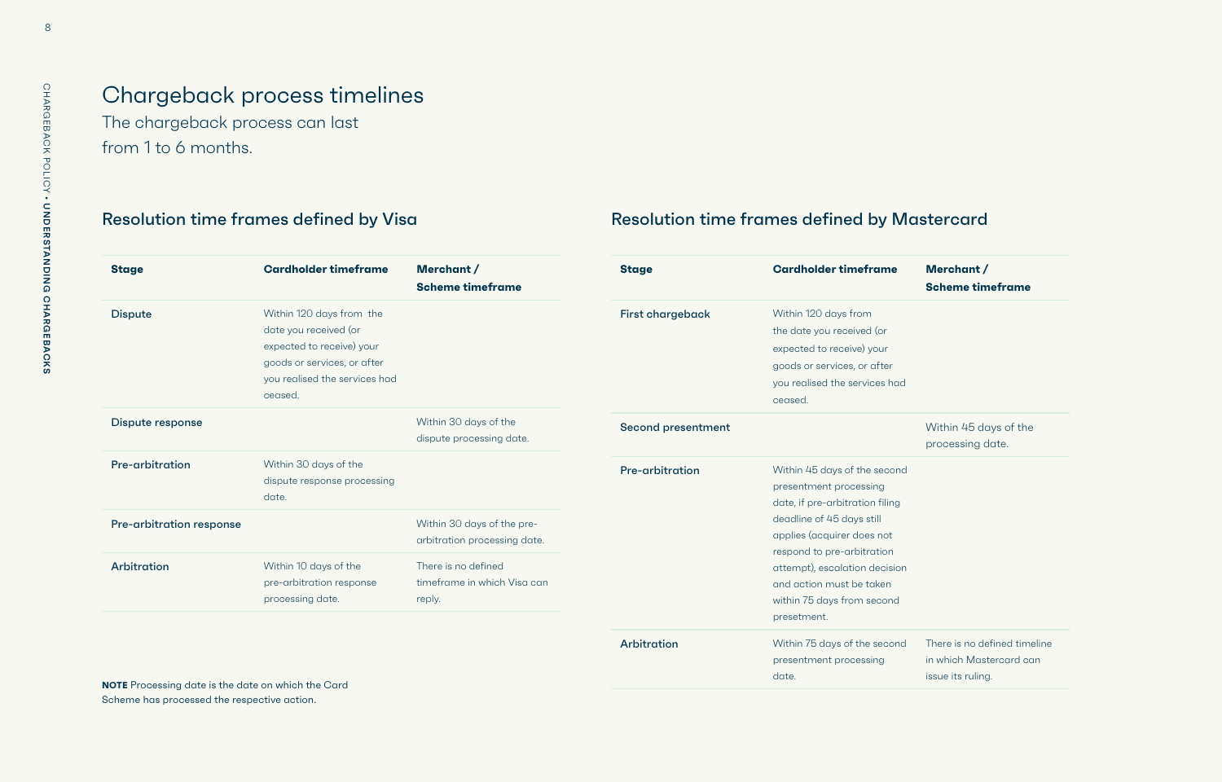# Chargeback process timelines

The chargeback process can last from 1 to 6 months.

## Resolution time frames defined by Visa

| Stage | Cardholder timeframe | Merchant / Scheme timeframe |
|---|---|---|
| Dispute | Within 120 days from the date you received (or expected to receive) your goods or services, or after you realised the services had ceased. | |
| Dispute response | | Within 30 days of the dispute processing date. |
| Pre-arbitration | Within 30 days of the dispute response processing date. | |
| Pre-arbitration response | | Within 30 days of the pre-arbitration processing date. |
| Arbitration | Within 10 days of the pre-arbitration response processing date. | There is no defined timeframe in which Visa can reply. |

**NOTE** Processing date is the date on which the Card Scheme has processed the respective action.

## Resolution time frames defined by Mastercard

| Stage | Cardholder timeframe | Merchant / Scheme timeframe |
|---|---|---|
| First chargeback | Within 120 days from the date you received (or expected to receive) your goods or services, or after you realised the services had ceased. | |
| Second presentment | | Within 45 days of the processing date. |
| Pre-arbitration | Within 45 days of the second presentment processing date, if pre-arbitration filing deadline of 45 days still applies (acquirer does not respond to pre-arbitration attempt), escalation decision and action must be taken within 75 days from second presetment. | |
| Arbitration | Within 75 days of the second presentment processing date. | There is no defined timeline in which Mastercard can issue its ruling. |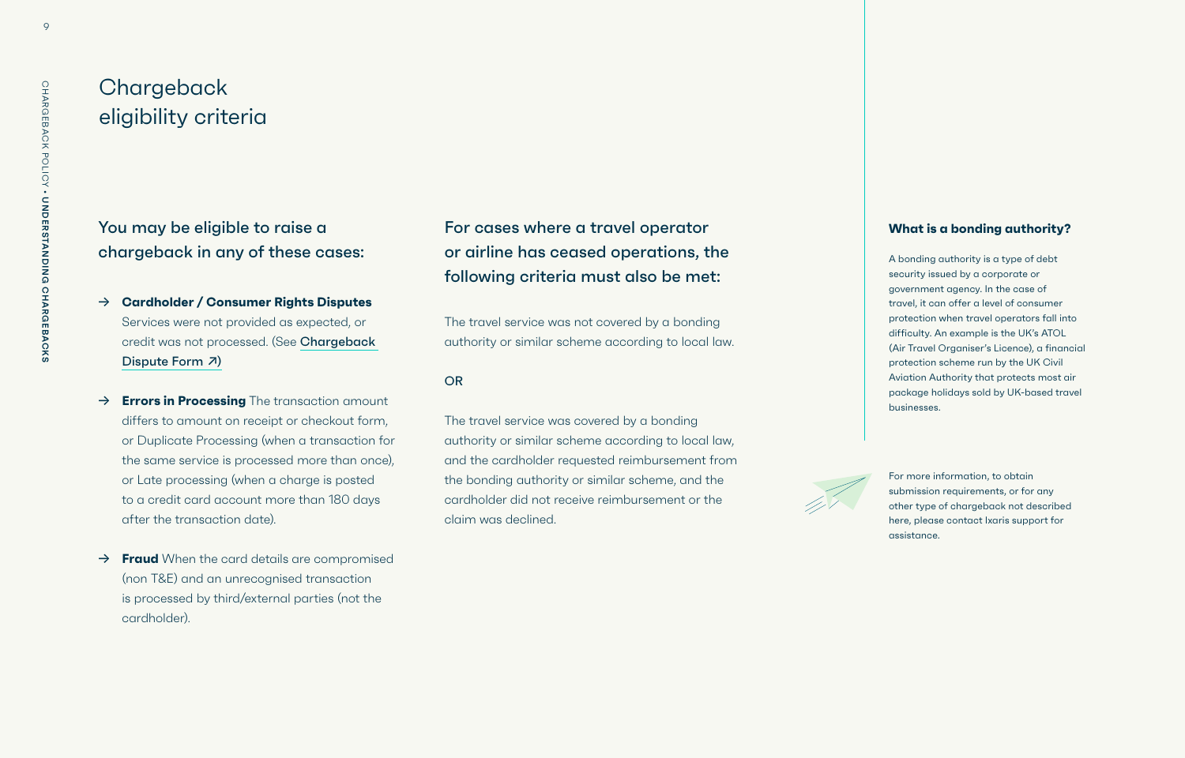# Chargeback eligibility criteria

## You may be eligible to raise a chargeback in any of these cases:

→ **Cardholder / Consumer Rights Disputes** Services were not provided as expected, or credit was not processed. (See Chargeback Dispute Form ↗)

→ **Errors in Processing** The transaction amount differs to amount on receipt or checkout form, or Duplicate Processing (when a transaction for the same service is processed more than once), or Late processing (when a charge is posted to a credit card account more than 180 days after the transaction date).

→ **Fraud** When the card details are compromised (non T&E) and an unrecognised transaction is processed by third/external parties (not the cardholder).

## For cases where a travel operator or airline has ceased operations, the following criteria must also be met:

The travel service was not covered by a bonding authority or similar scheme according to local law.

OR

The travel service was covered by a bonding authority or similar scheme according to local law, and the cardholder requested reimbursement from the bonding authority or similar scheme, and the cardholder did not receive reimbursement or the claim was declined.

### What is a bonding authority?

A bonding authority is a type of debt security issued by a corporate or government agency. In the case of travel, it can offer a level of consumer protection when travel operators fall into difficulty. An example is the UK's ATOL (Air Travel Organiser's Licence), a financial protection scheme run by the UK Civil Aviation Authority that protects most air package holidays sold by UK-based travel businesses.

For more information, to obtain submission requirements, or for any other type of chargeback not described here, please contact Ixaris support for assistance.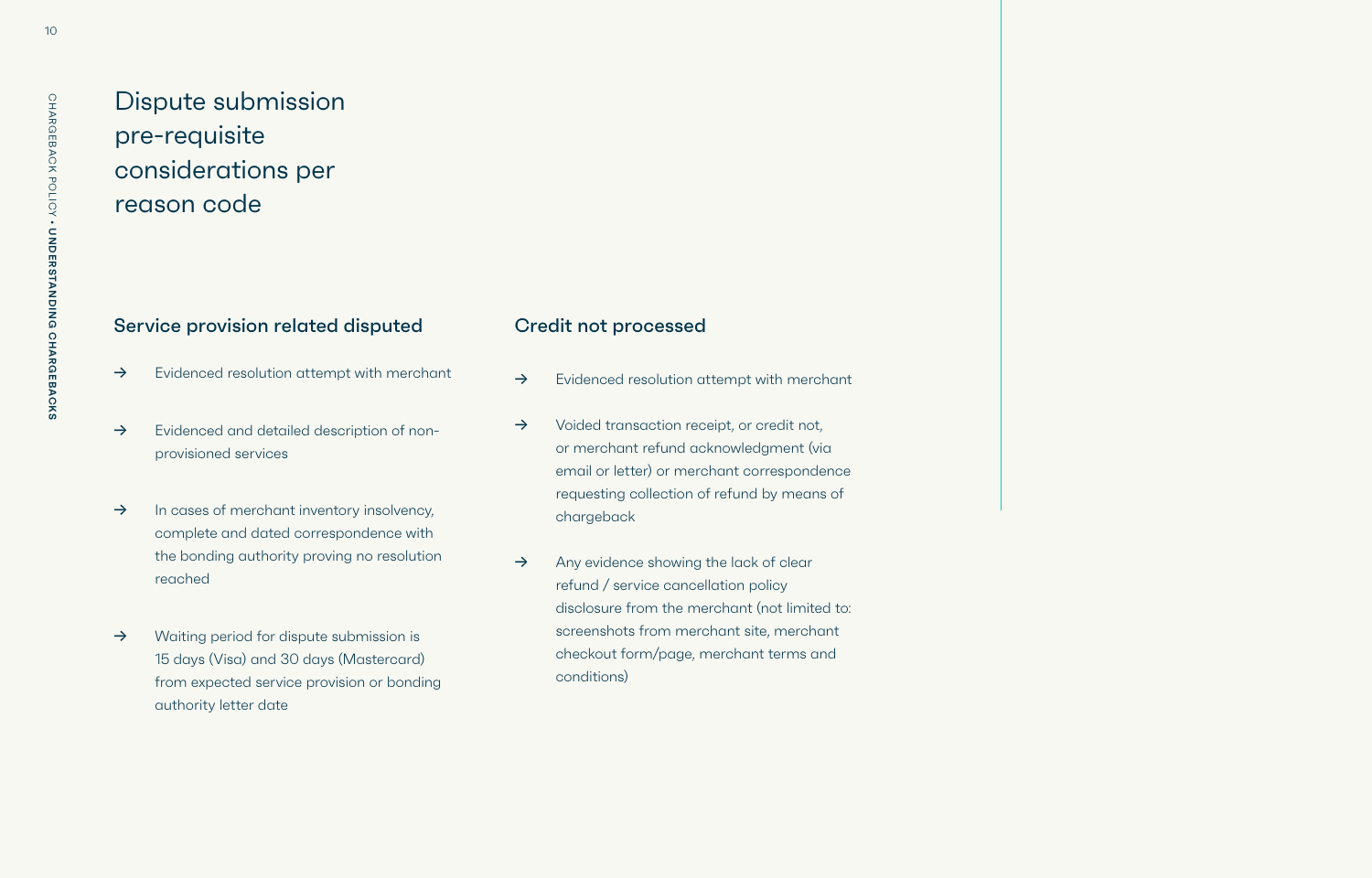# Dispute submission pre-requisite considerations per reason code

## Service provision related disputed

- Evidenced resolution attempt with merchant
- Evidenced and detailed description of non-provisioned services
- In cases of merchant inventory insolvency, complete and dated correspondence with the bonding authority proving no resolution reached
- Waiting period for dispute submission is 15 days (Visa) and 30 days (Mastercard) from expected service provision or bonding authority letter date

## Credit not processed

- Evidenced resolution attempt with merchant
- Voided transaction receipt, or credit not, or merchant refund acknowledgment (via email or letter) or merchant correspondence requesting collection of refund by means of chargeback
- Any evidence showing the lack of clear refund / service cancellation policy disclosure from the merchant (not limited to: screenshots from merchant site, merchant checkout form/page, merchant terms and conditions)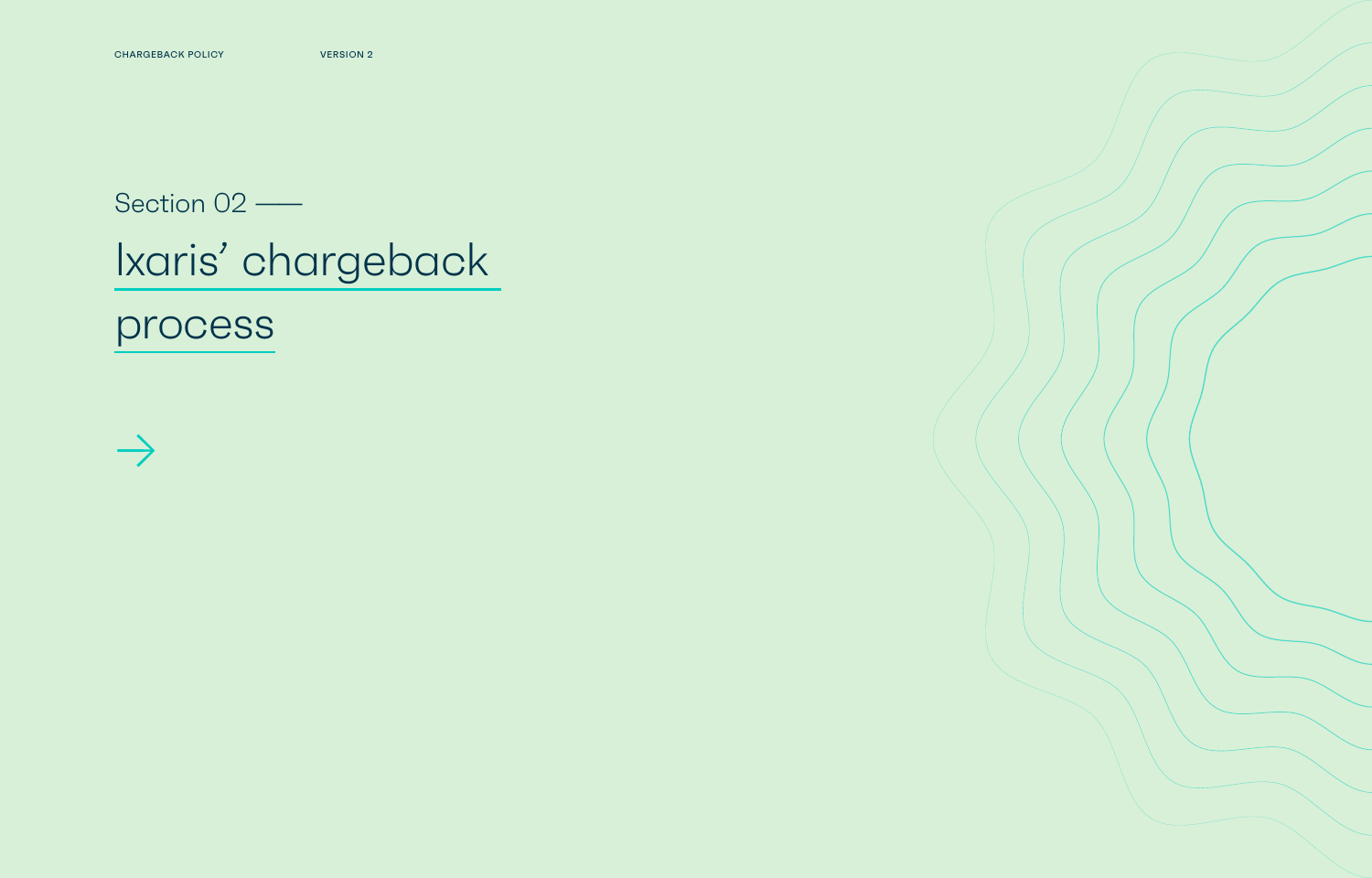Section 02 ——

# Ixaris' chargeback process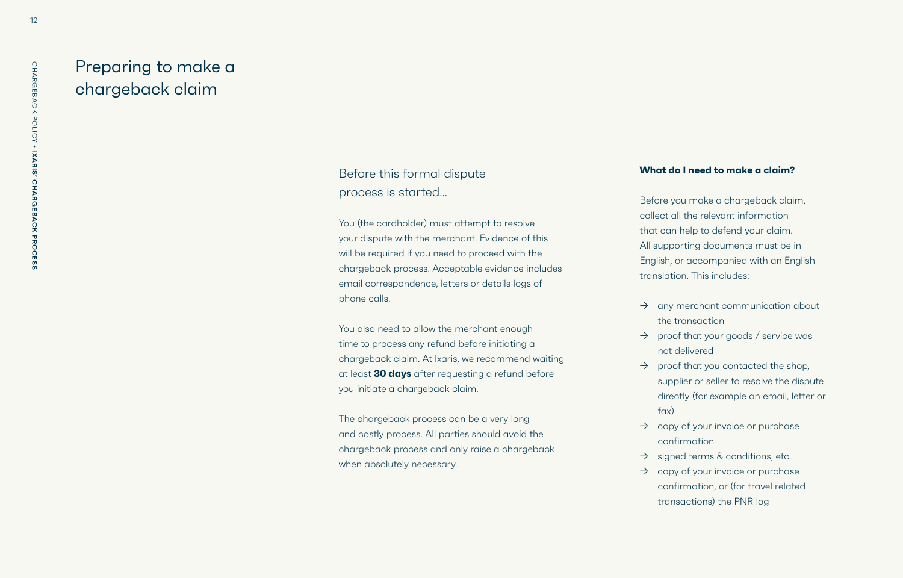# Preparing to make a chargeback claim

## Before this formal dispute process is started...

You (the cardholder) must attempt to resolve your dispute with the merchant. Evidence of this will be required if you need to proceed with the chargeback process. Acceptable evidence includes email correspondence, letters or details logs of phone calls.

You also need to allow the merchant enough time to process any refund before initiating a chargeback claim. At Ixaris, we recommend waiting at least **30 days** after requesting a refund before you initiate a chargeback claim.

The chargeback process can be a very long and costly process. All parties should avoid the chargeback process and only raise a chargeback when absolutely necessary.

**What do I need to make a claim?**

Before you make a chargeback claim, collect all the relevant information that can help to defend your claim. All supporting documents must be in English, or accompanied with an English translation. This includes:

- any merchant communication about the transaction
- proof that your goods / service was not delivered
- proof that you contacted the shop, supplier or seller to resolve the dispute directly (for example an email, letter or fax)
- copy of your invoice or purchase confirmation
- signed terms & conditions, etc.
- copy of your invoice or purchase confirmation, or (for travel related transactions) the PNR log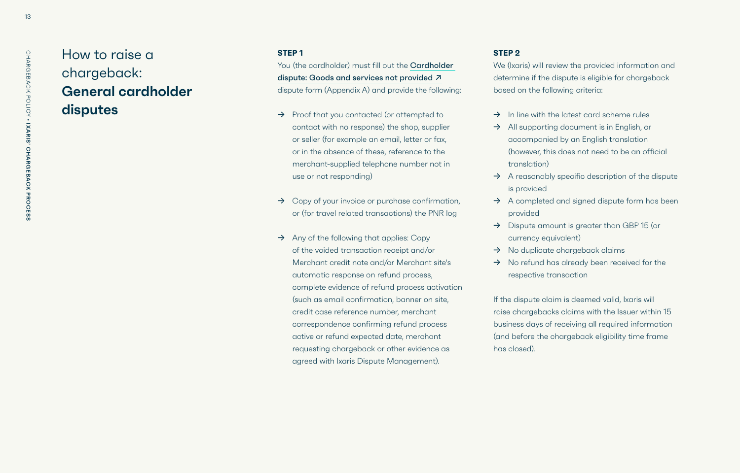# How to raise a chargeback: **General cardholder disputes**

**STEP 1**

You (the cardholder) must fill out the Cardholder dispute: Goods and services not provided ↗ dispute form (Appendix A) and provide the following:

- Proof that you contacted (or attempted to contact with no response) the shop, supplier or seller (for example an email, letter or fax, or in the absence of these, reference to the merchant-supplied telephone number not in use or not responding)
- Copy of your invoice or purchase confirmation, or (for travel related transactions) the PNR log
- Any of the following that applies: Copy of the voided transaction receipt and/or Merchant credit note and/or Merchant site's automatic response on refund process, complete evidence of refund process activation (such as email confirmation, banner on site, credit case reference number, merchant correspondence confirming refund process active or refund expected date, merchant requesting chargeback or other evidence as agreed with Ixaris Dispute Management).

**STEP 2**

We (Ixaris) will review the provided information and determine if the dispute is eligible for chargeback based on the following criteria:

- In line with the latest card scheme rules
- All supporting document is in English, or accompanied by an English translation (however, this does not need to be an official translation)
- A reasonably specific description of the dispute is provided
- A completed and signed dispute form has been provided
- Dispute amount is greater than GBP 15 (or currency equivalent)
- No duplicate chargeback claims
- No refund has already been received for the respective transaction

If the dispute claim is deemed valid, Ixaris will raise chargebacks claims with the Issuer within 15 business days of receiving all required information (and before the chargeback eligibility time frame has closed).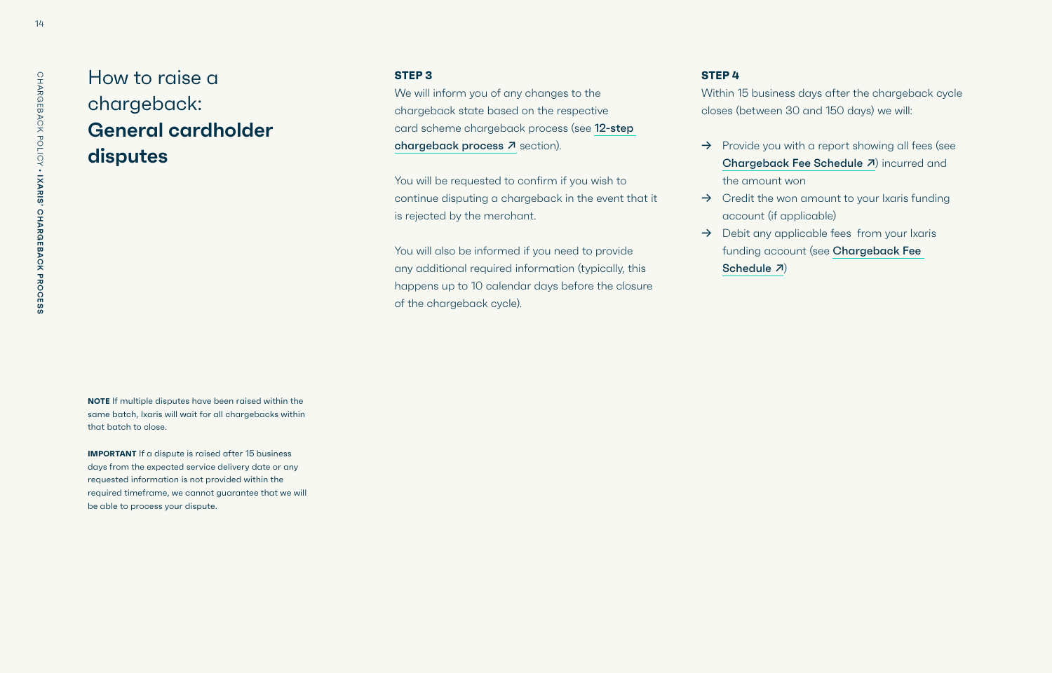# How to raise a chargeback: **General cardholder disputes**

**NOTE** If multiple disputes have been raised within the same batch, Ixaris will wait for all chargebacks within that batch to close.

**IMPORTANT** If a dispute is raised after 15 business days from the expected service delivery date or any requested information is not provided within the required timeframe, we cannot guarantee that we will be able to process your dispute.

**STEP 3**

We will inform you of any changes to the chargeback state based on the respective card scheme chargeback process (see 12-step chargeback process ↗ section).

You will be requested to confirm if you wish to continue disputing a chargeback in the event that it is rejected by the merchant.

You will also be informed if you need to provide any additional required information (typically, this happens up to 10 calendar days before the closure of the chargeback cycle).

**STEP 4**

Within 15 business days after the chargeback cycle closes (between 30 and 150 days) we will:

- → Provide you with a report showing all fees (see Chargeback Fee Schedule ↗) incurred and the amount won
- → Credit the won amount to your Ixaris funding account (if applicable)
- → Debit any applicable fees from your Ixaris funding account (see Chargeback Fee Schedule ↗)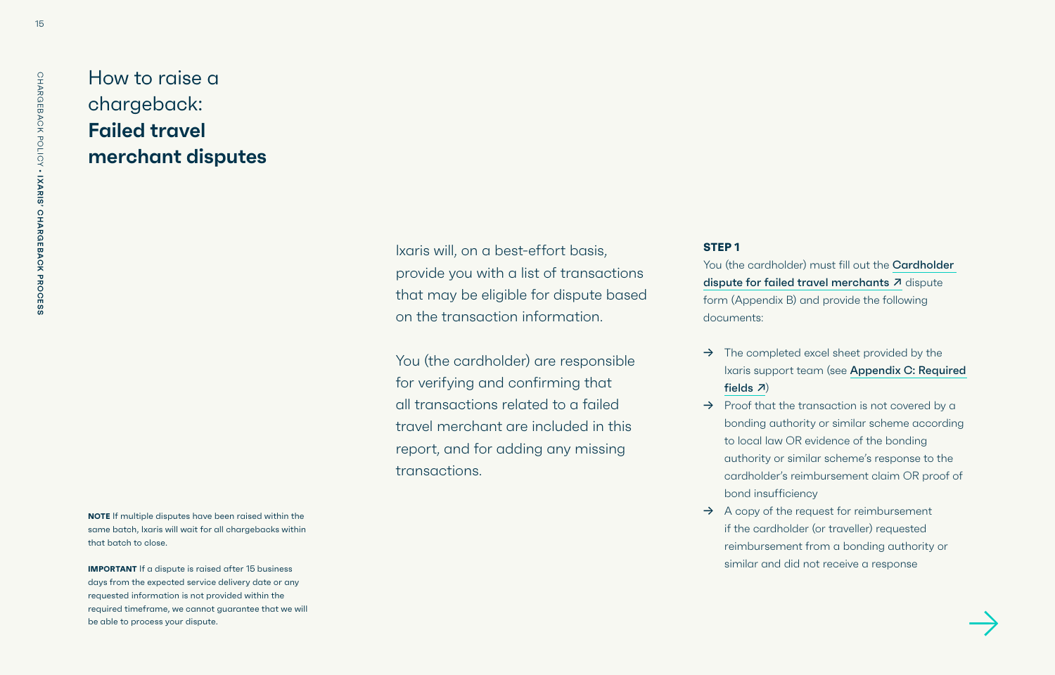# How to raise a chargeback: **Failed travel merchant disputes**

Ixaris will, on a best-effort basis, provide you with a list of transactions that may be eligible for dispute based on the transaction information.

You (the cardholder) are responsible for verifying and confirming that all transactions related to a failed travel merchant are included in this report, and for adding any missing transactions.

**STEP 1**

You (the cardholder) must fill out the Cardholder dispute for failed travel merchants ↗ dispute form (Appendix B) and provide the following documents:

- The completed excel sheet provided by the Ixaris support team (see Appendix C: Required fields ↗)
- Proof that the transaction is not covered by a bonding authority or similar scheme according to local law OR evidence of the bonding authority or similar scheme's response to the cardholder's reimbursement claim OR proof of bond insufficiency
- A copy of the request for reimbursement if the cardholder (or traveller) requested reimbursement from a bonding authority or similar and did not receive a response

**NOTE** If multiple disputes have been raised within the same batch, Ixaris will wait for all chargebacks within that batch to close.

**IMPORTANT** If a dispute is raised after 15 business days from the expected service delivery date or any requested information is not provided within the required timeframe, we cannot guarantee that we will be able to process your dispute.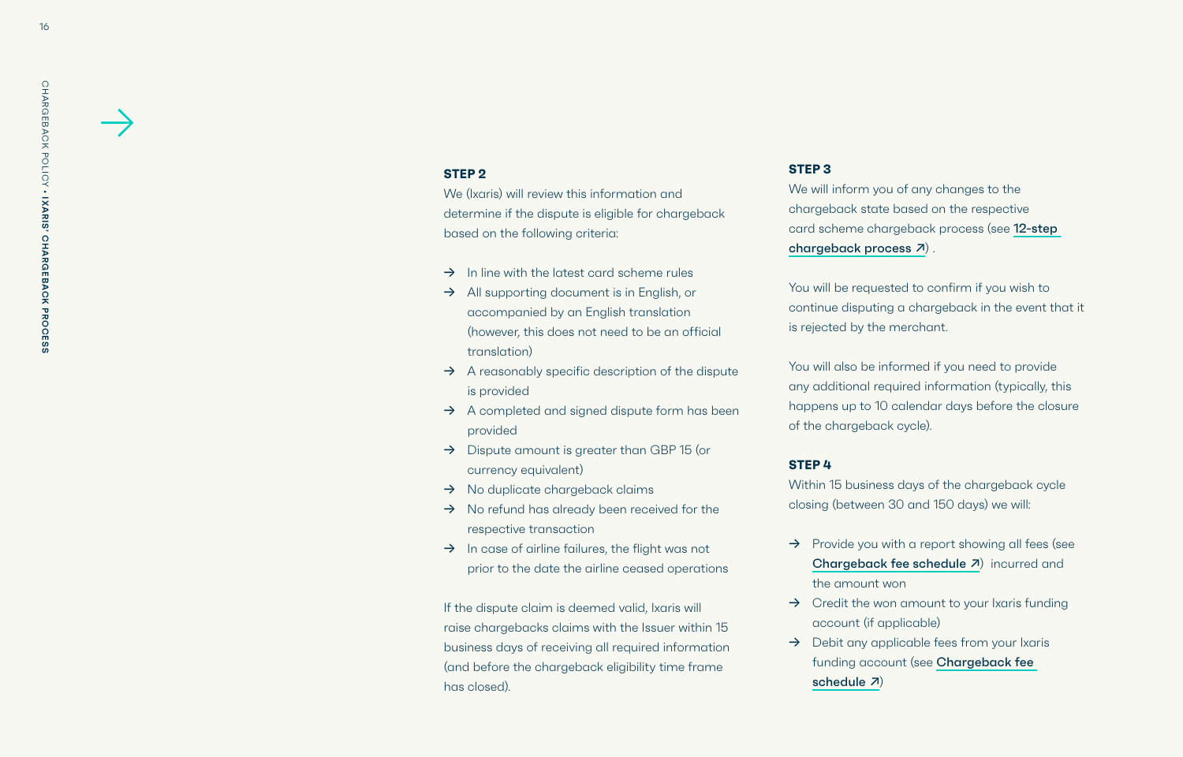### STEP 2

We (Ixaris) will review this information and determine if the dispute is eligible for chargeback based on the following criteria:

- In line with the latest card scheme rules
- All supporting document is in English, or accompanied by an English translation (however, this does not need to be an official translation)
- A reasonably specific description of the dispute is provided
- A completed and signed dispute form has been provided
- Dispute amount is greater than GBP 15 (or currency equivalent)
- No duplicate chargeback claims
- No refund has already been received for the respective transaction
- In case of airline failures, the flight was not prior to the date the airline ceased operations

If the dispute claim is deemed valid, Ixaris will raise chargebacks claims with the Issuer within 15 business days of receiving all required information (and before the chargeback eligibility time frame has closed).

### STEP 3

We will inform you of any changes to the chargeback state based on the respective card scheme chargeback process (see **12-step chargeback process ↗**) .

You will be requested to confirm if you wish to continue disputing a chargeback in the event that it is rejected by the merchant.

You will also be informed if you need to provide any additional required information (typically, this happens up to 10 calendar days before the closure of the chargeback cycle).

### STEP 4

Within 15 business days of the chargeback cycle closing (between 30 and 150 days) we will:

- Provide you with a report showing all fees (see **Chargeback fee schedule ↗**) incurred and the amount won
- Credit the won amount to your Ixaris funding account (if applicable)
- Debit any applicable fees from your Ixaris funding account (see **Chargeback fee schedule ↗**)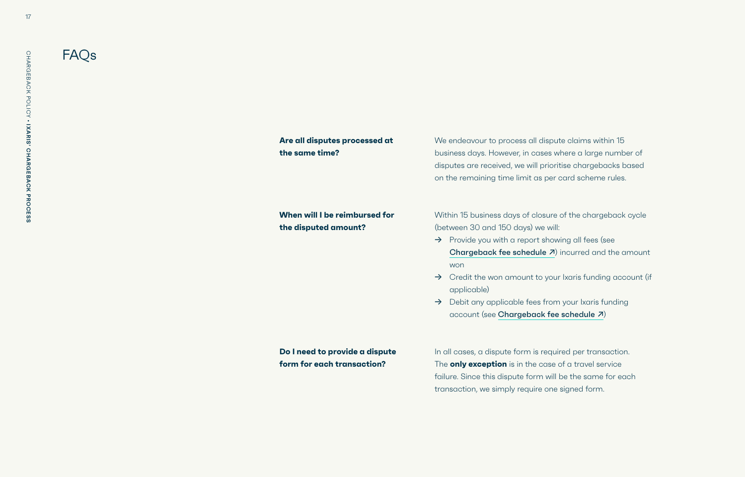# FAQs

**Are all disputes processed at the same time?**

We endeavour to process all dispute claims within 15 business days. However, in cases where a large number of disputes are received, we will prioritise chargebacks based on the remaining time limit as per card scheme rules.

**When will I be reimbursed for the disputed amount?**

Within 15 business days of closure of the chargeback cycle (between 30 and 150 days) we will:

- Provide you with a report showing all fees (see Chargeback fee schedule ↗) incurred and the amount won
- Credit the won amount to your Ixaris funding account (if applicable)
- Debit any applicable fees from your Ixaris funding account (see Chargeback fee schedule ↗)

**Do I need to provide a dispute form for each transaction?**

In all cases, a dispute form is required per transaction. The **only exception** is in the case of a travel service failure. Since this dispute form will be the same for each transaction, we simply require one signed form.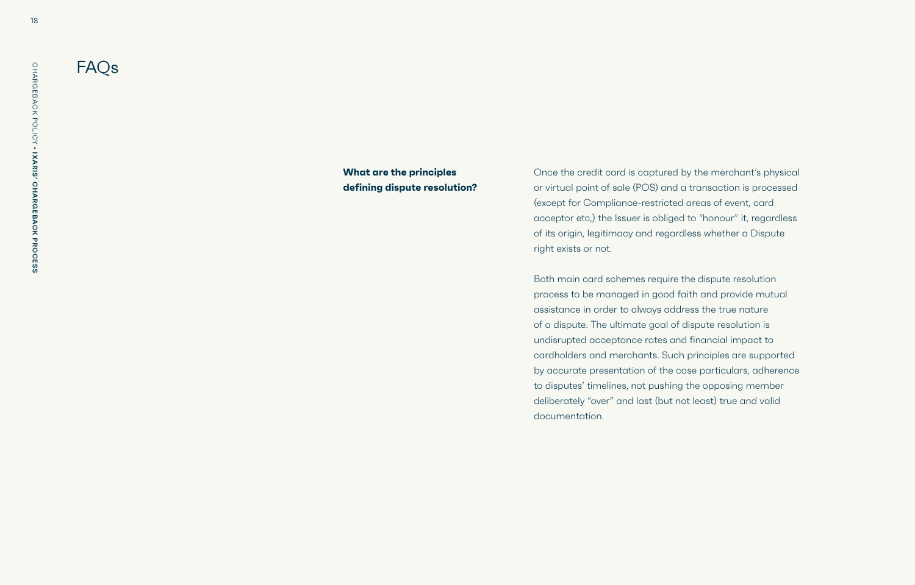# FAQs

**What are the principles defining dispute resolution?**

Once the credit card is captured by the merchant's physical or virtual point of sale (POS) and a transaction is processed (except for Compliance-restricted areas of event, card acceptor etc,) the Issuer is obliged to "honour" it, regardless of its origin, legitimacy and regardless whether a Dispute right exists or not.

Both main card schemes require the dispute resolution process to be managed in good faith and provide mutual assistance in order to always address the true nature of a dispute. The ultimate goal of dispute resolution is undisrupted acceptance rates and financial impact to cardholders and merchants. Such principles are supported by accurate presentation of the case particulars, adherence to disputes' timelines, not pushing the opposing member deliberately "over" and last (but not least) true and valid documentation.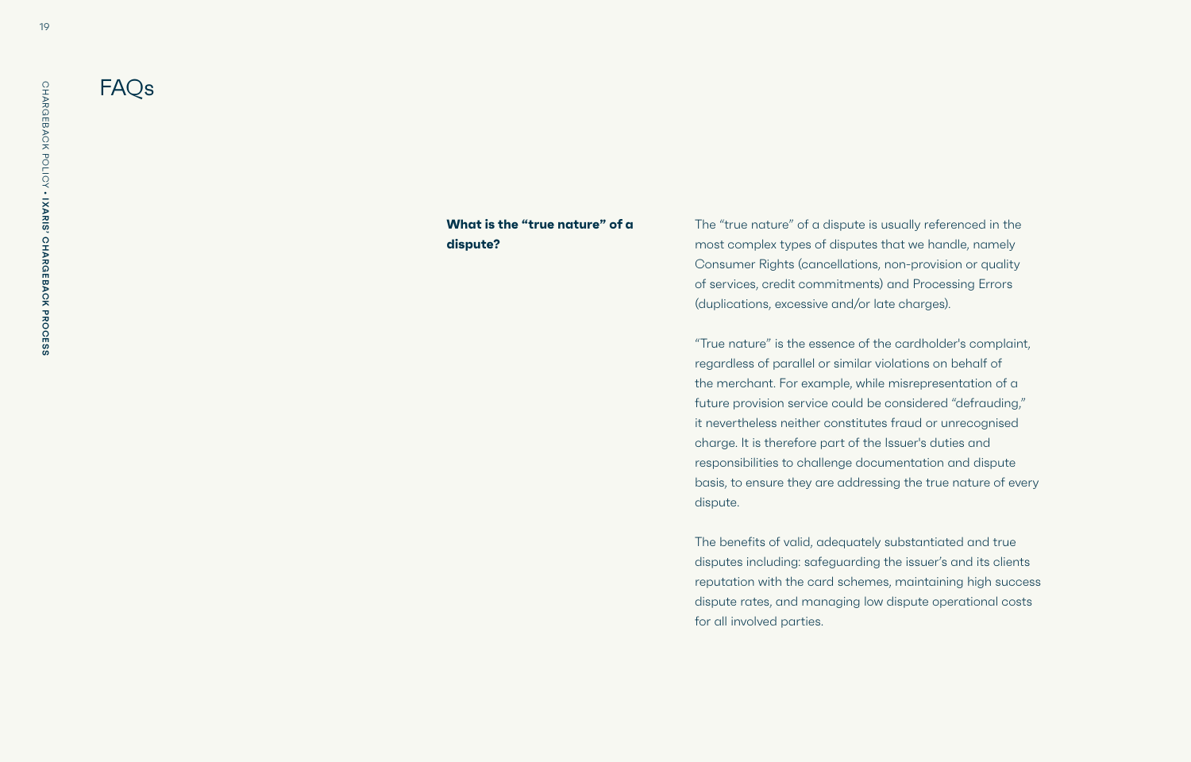# FAQs

**What is the “true nature” of a dispute?**

The “true nature” of a dispute is usually referenced in the most complex types of disputes that we handle, namely Consumer Rights (cancellations, non-provision or quality of services, credit commitments) and Processing Errors (duplications, excessive and/or late charges).

“True nature” is the essence of the cardholder's complaint, regardless of parallel or similar violations on behalf of the merchant. For example, while misrepresentation of a future provision service could be considered “defrauding,” it nevertheless neither constitutes fraud or unrecognised charge. It is therefore part of the Issuer's duties and responsibilities to challenge documentation and dispute basis, to ensure they are addressing the true nature of every dispute.

The benefits of valid, adequately substantiated and true disputes including: safeguarding the issuer’s and its clients reputation with the card schemes, maintaining high success dispute rates, and managing low dispute operational costs for all involved parties.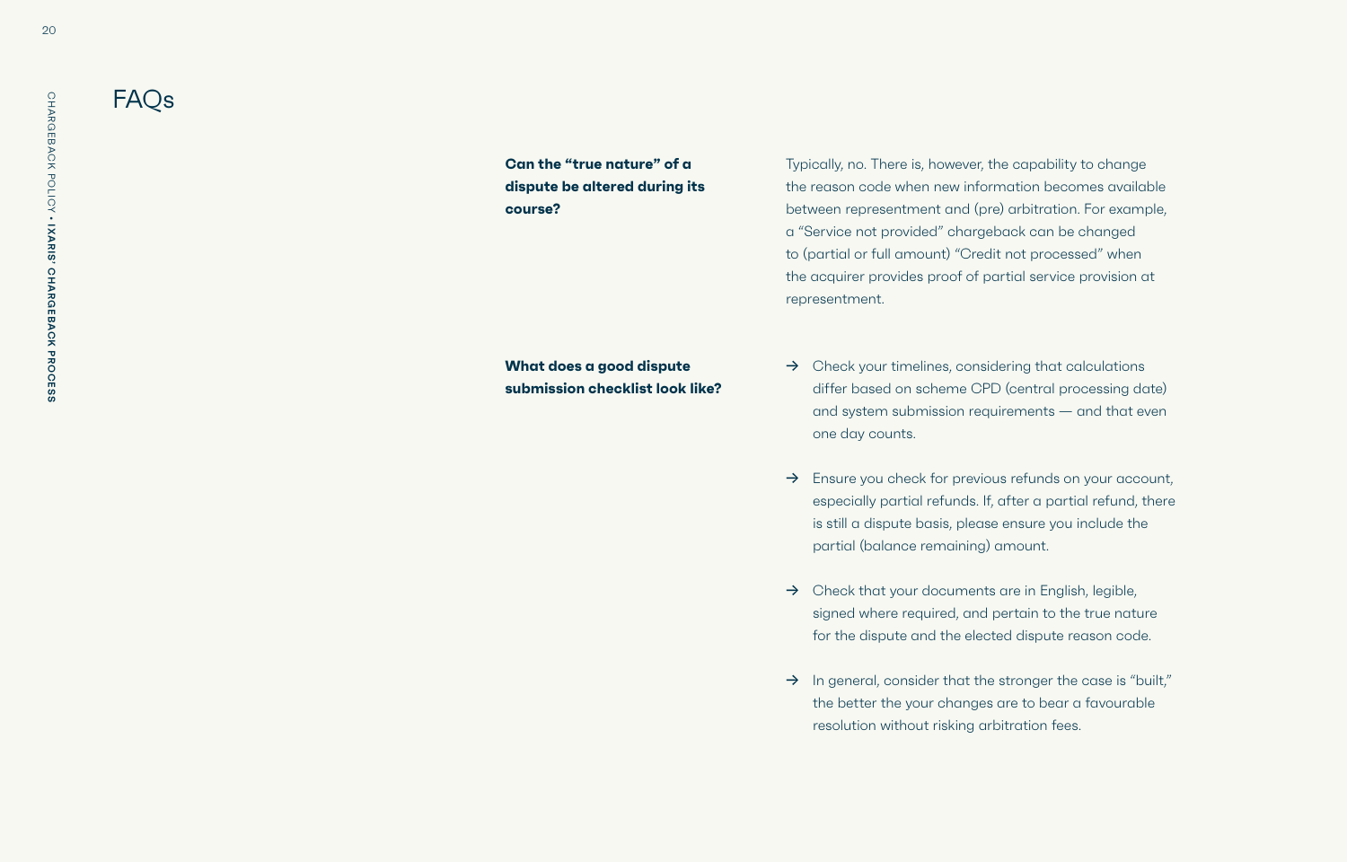# FAQs

**Can the "true nature" of a dispute be altered during its course?**

Typically, no. There is, however, the capability to change the reason code when new information becomes available between representment and (pre) arbitration. For example, a "Service not provided" chargeback can be changed to (partial or full amount) "Credit not processed" when the acquirer provides proof of partial service provision at representment.

**What does a good dispute submission checklist look like?**

- → Check your timelines, considering that calculations differ based on scheme CPD (central processing date) and system submission requirements — and that even one day counts.
- → Ensure you check for previous refunds on your account, especially partial refunds. If, after a partial refund, there is still a dispute basis, please ensure you include the partial (balance remaining) amount.
- → Check that your documents are in English, legible, signed where required, and pertain to the true nature for the dispute and the elected dispute reason code.
- → In general, consider that the stronger the case is "built," the better the your changes are to bear a favourable resolution without risking arbitration fees.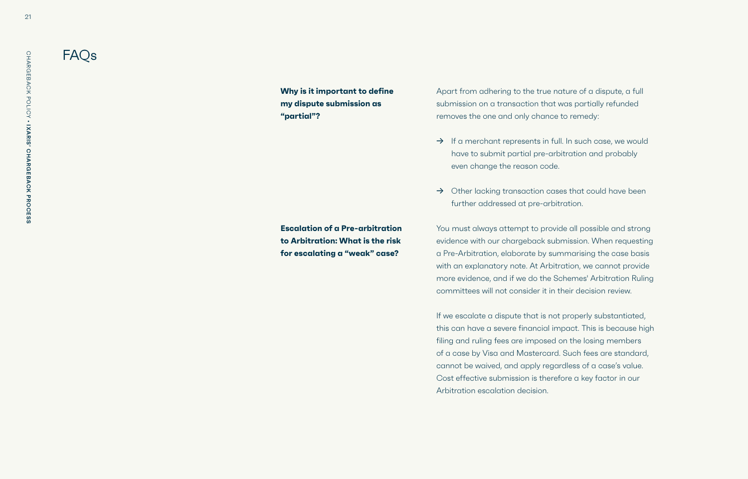# FAQs

**Why is it important to define my dispute submission as "partial"?**

Apart from adhering to the true nature of a dispute, a full submission on a transaction that was partially refunded removes the one and only chance to remedy:

→ If a merchant represents in full. In such case, we would have to submit partial pre-arbitration and probably even change the reason code.

→ Other lacking transaction cases that could have been further addressed at pre-arbitration.

**Escalation of a Pre-arbitration to Arbitration: What is the risk for escalating a "weak" case?**

You must always attempt to provide all possible and strong evidence with our chargeback submission. When requesting a Pre-Arbitration, elaborate by summarising the case basis with an explanatory note. At Arbitration, we cannot provide more evidence, and if we do the Schemes' Arbitration Ruling committees will not consider it in their decision review.

If we escalate a dispute that is not properly substantiated, this can have a severe financial impact. This is because high filing and ruling fees are imposed on the losing members of a case by Visa and Mastercard. Such fees are standard, cannot be waived, and apply regardless of a case's value. Cost effective submission is therefore a key factor in our Arbitration escalation decision.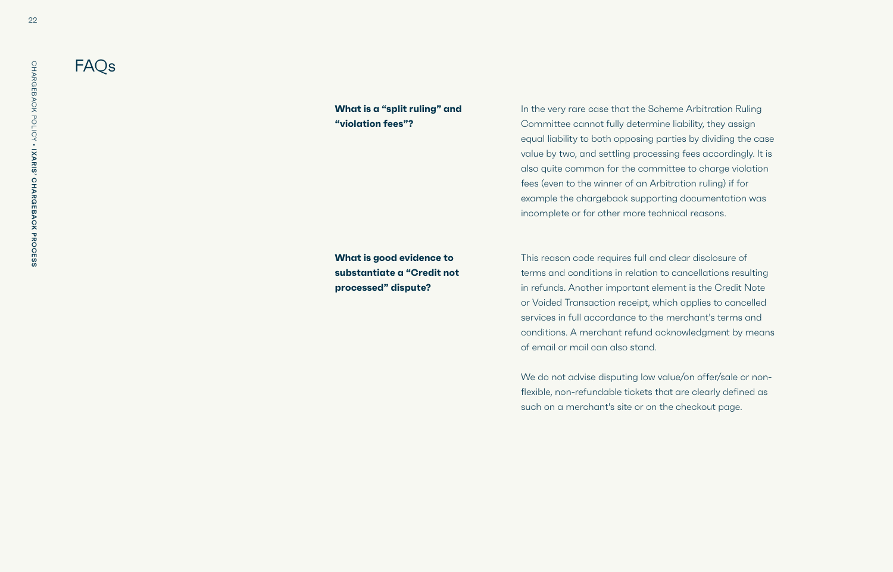# FAQs

**What is a "split ruling" and "violation fees"?**

In the very rare case that the Scheme Arbitration Ruling Committee cannot fully determine liability, they assign equal liability to both opposing parties by dividing the case value by two, and settling processing fees accordingly. It is also quite common for the committee to charge violation fees (even to the winner of an Arbitration ruling) if for example the chargeback supporting documentation was incomplete or for other more technical reasons.

**What is good evidence to substantiate a "Credit not processed" dispute?**

This reason code requires full and clear disclosure of terms and conditions in relation to cancellations resulting in refunds. Another important element is the Credit Note or Voided Transaction receipt, which applies to cancelled services in full accordance to the merchant's terms and conditions. A merchant refund acknowledgment by means of email or mail can also stand.

We do not advise disputing low value/on offer/sale or non-flexible, non-refundable tickets that are clearly defined as such on a merchant's site or on the checkout page.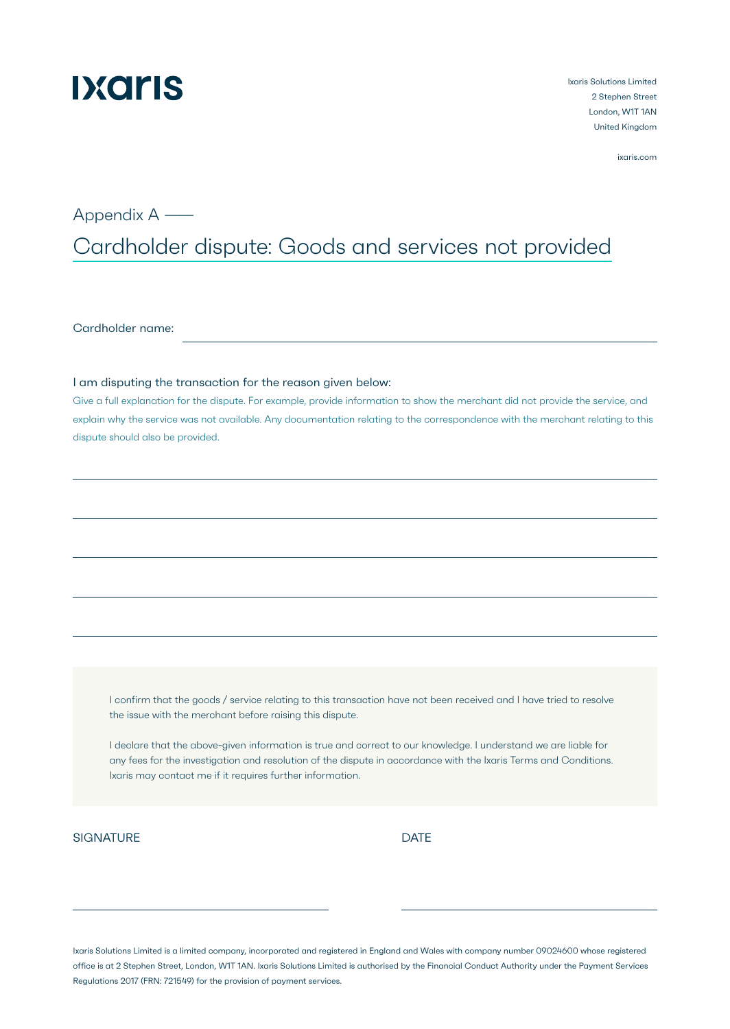ixaris

Ixaris Solutions Limited
2 Stephen Street
London, W1T 1AN
United Kingdom

ixaris.com

Appendix A ——

# Cardholder dispute: Goods and services not provided

Cardholder name: ______________________________

I am disputing the transaction for the reason given below:

Give a full explanation for the dispute. For example, provide information to show the merchant did not provide the service, and explain why the service was not available. Any documentation relating to the correspondence with the merchant relating to this dispute should also be provided.

______________________________

______________________________

______________________________

______________________________

______________________________

I confirm that the goods / service relating to this transaction have not been received and I have tried to resolve the issue with the merchant before raising this dispute.

I declare that the above-given information is true and correct to our knowledge. I understand we are liable for any fees for the investigation and resolution of the dispute in accordance with the Ixaris Terms and Conditions. Ixaris may contact me if it requires further information.

SIGNATURE ______________________________

DATE ______________________________

Ixaris Solutions Limited is a limited company, incorporated and registered in England and Wales with company number 09024600 whose registered office is at 2 Stephen Street, London, W1T 1AN. Ixaris Solutions Limited is authorised by the Financial Conduct Authority under the Payment Services Regulations 2017 (FRN: 721549) for the provision of payment services.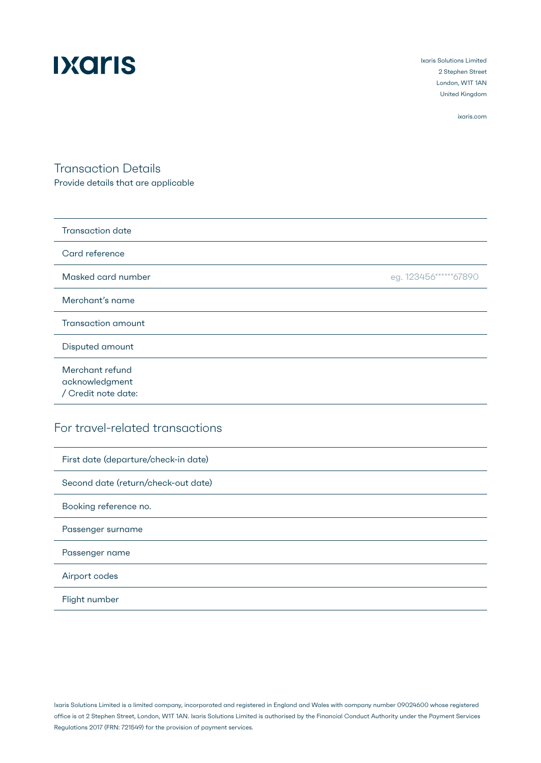ixaris

Ixaris Solutions Limited
2 Stephen Street
London, W1T 1AN
United Kingdom

ixaris.com

## Transaction Details

Provide details that are applicable

| Transaction date | |
|---|---|
| Card reference | |
| Masked card number | eg. 123456******67890 |
| Merchant's name | |
| Transaction amount | |
| Disputed amount | |
| Merchant refund acknowledgment / Credit note date: | |

## For travel-related transactions

| First date (departure/check-in date) | |
|---|---|
| Second date (return/check-out date) | |
| Booking reference no. | |
| Passenger surname | |
| Passenger name | |
| Airport codes | |
| Flight number | |

Ixaris Solutions Limited is a limited company, incorporated and registered in England and Wales with company number 09024600 whose registered office is at 2 Stephen Street, London, W1T 1AN. Ixaris Solutions Limited is authorised by the Financial Conduct Authority under the Payment Services Regulations 2017 (FRN: 721549) for the provision of payment services.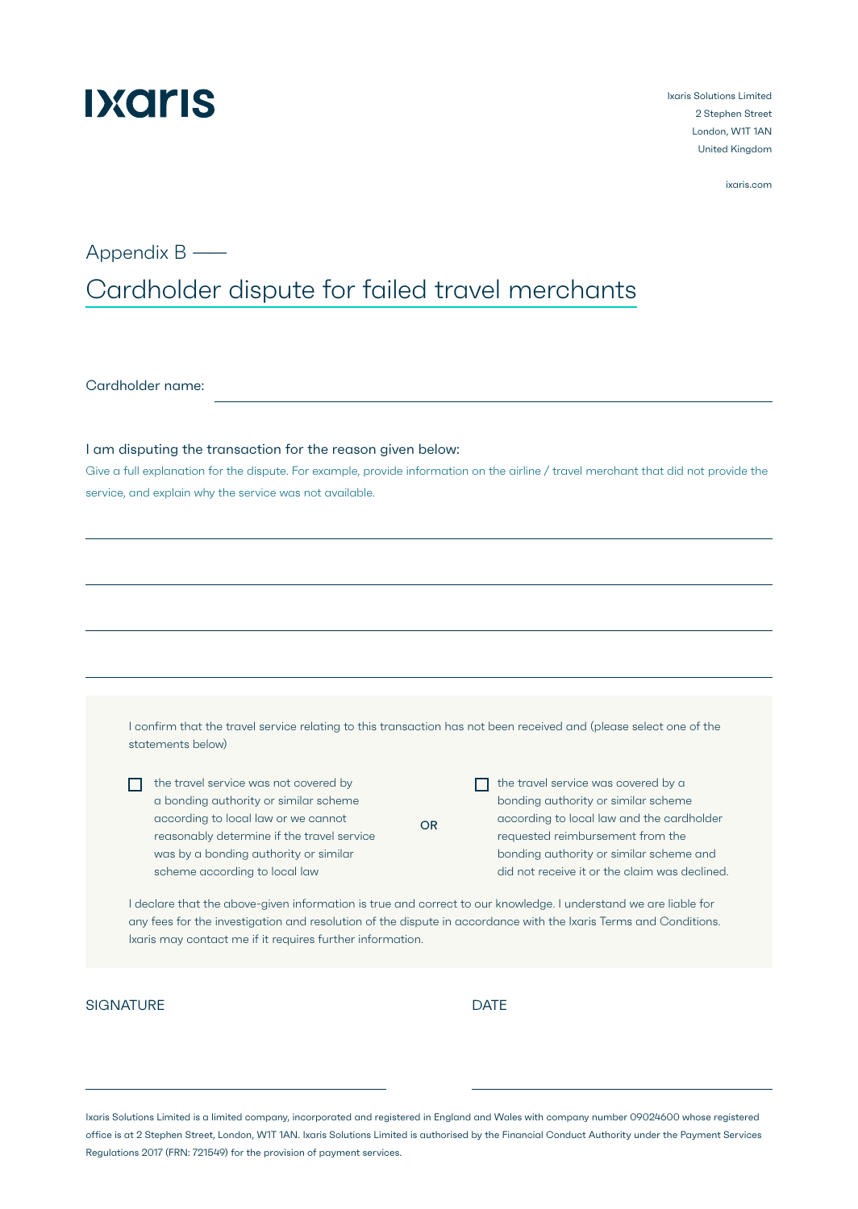# ixaris

Ixaris Solutions Limited
2 Stephen Street
London, W1T 1AN
United Kingdom

ixaris.com

Appendix B ——

## Cardholder dispute for failed travel merchants

Cardholder name: ______________________________________________

I am disputing the transaction for the reason given below:

Give a full explanation for the dispute. For example, provide information on the airline / travel merchant that did not provide the service, and explain why the service was not available.

______________________________________________

______________________________________________

______________________________________________

______________________________________________

I confirm that the travel service relating to this transaction has not been received and (please select one of the statements below)

- ☐ the travel service was not covered by a bonding authority or similar scheme according to local law or we cannot reasonably determine if the travel service was by a bonding authority or similar scheme according to local law

OR

- ☐ the travel service was covered by a bonding authority or similar scheme according to local law and the cardholder requested reimbursement from the bonding authority or similar scheme and did not receive it or the claim was declined.

I declare that the above-given information is true and correct to our knowledge. I understand we are liable for any fees for the investigation and resolution of the dispute in accordance with the Ixaris Terms and Conditions. Ixaris may contact me if it requires further information.

SIGNATURE ______________________ DATE ______________________

Ixaris Solutions Limited is a limited company, incorporated and registered in England and Wales with company number 09024600 whose registered office is at 2 Stephen Street, London, W1T 1AN. Ixaris Solutions Limited is authorised by the Financial Conduct Authority under the Payment Services Regulations 2017 (FRN: 721549) for the provision of payment services.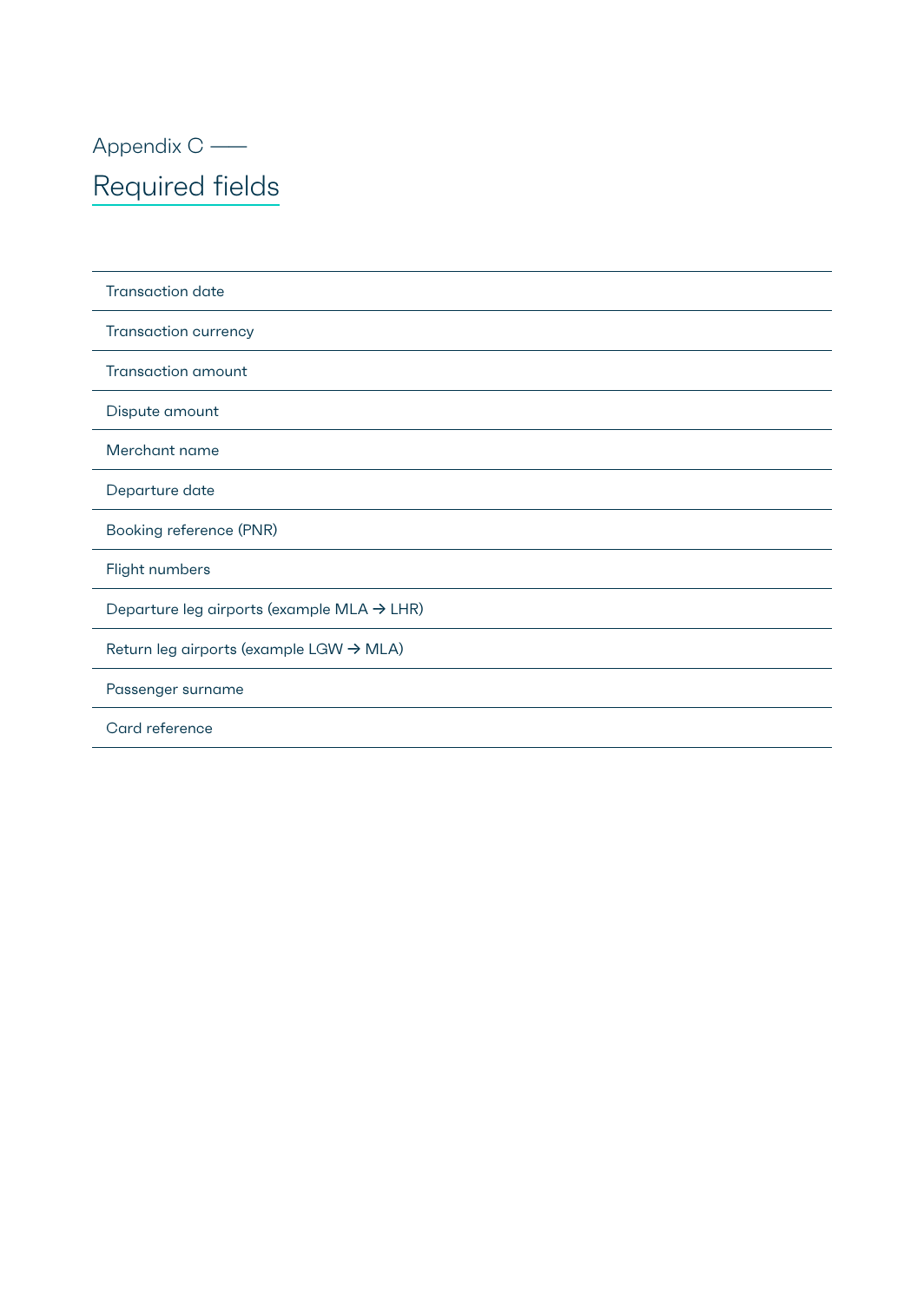Appendix C ——

# Required fields

| Required fields |
| --- |
| Transaction date |
| Transaction currency |
| Transaction amount |
| Dispute amount |
| Merchant name |
| Departure date |
| Booking reference (PNR) |
| Flight numbers |
| Departure leg airports (example MLA → LHR) |
| Return leg airports (example LGW → MLA) |
| Passenger surname |
| Card reference |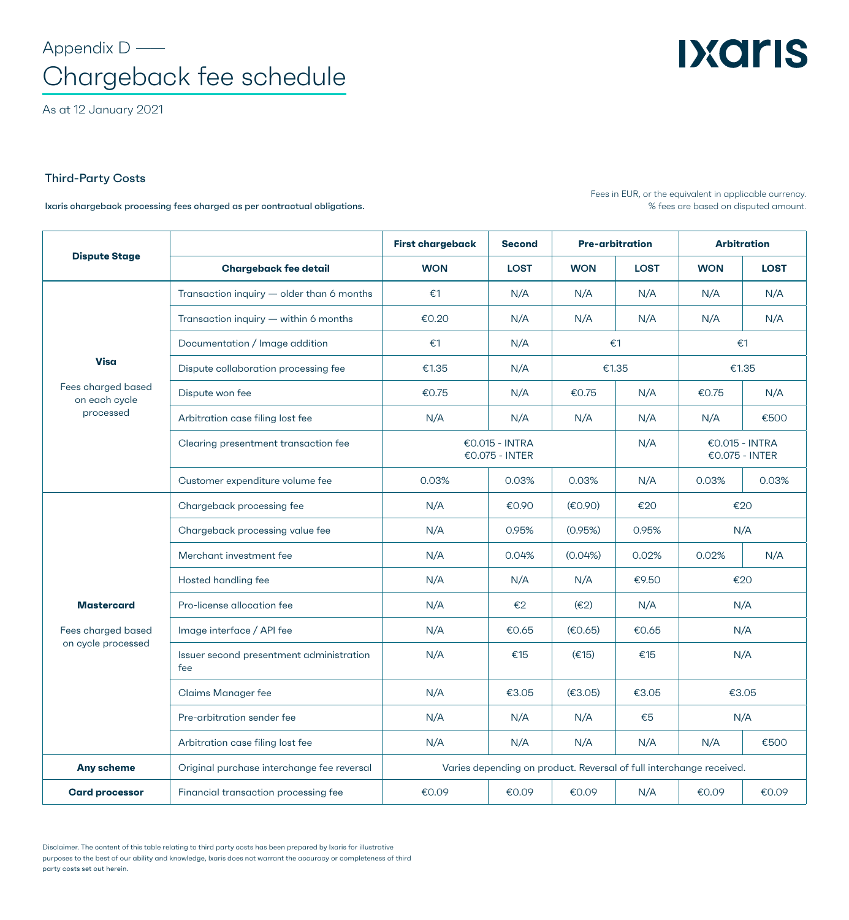Appendix D ——

# Chargeback fee schedule

As at 12 January 2021

## Third-Party Costs

**Ixaris chargeback processing fees charged as per contractual obligations.**

Fees in EUR, or the equivalent in applicable currency.
% fees are based on disputed amount.

| Dispute Stage | | First chargeback | Second | Pre-arbitration | | Arbitration | |
|---|---|---|---|---|---|---|---|
| | **Chargeback fee detail** | **WON** | **LOST** | **WON** | **LOST** | **WON** | **LOST** |
| **Visa** Fees charged based on each cycle processed | Transaction inquiry — older than 6 months | €1 | N/A | N/A | N/A | N/A | N/A |
| | Transaction inquiry — within 6 months | €0.20 | N/A | N/A | N/A | N/A | N/A |
| | Documentation / Image addition | €1 | N/A | €1 | | €1 | |
| | Dispute collaboration processing fee | €1.35 | N/A | €1.35 | | €1.35 | |
| | Dispute won fee | €0.75 | N/A | €0.75 | N/A | €0.75 | N/A |
| | Arbitration case filing lost fee | N/A | N/A | N/A | N/A | N/A | €500 |
| | Clearing presentment transaction fee | €0.015 - INTRA €0.075 - INTER | | | N/A | €0.015 - INTRA €0.075 - INTER | |
| | Customer expenditure volume fee | 0.03% | 0.03% | 0.03% | N/A | 0.03% | 0.03% |
| **Mastercard** Fees charged based on cycle processed | Chargeback processing fee | N/A | €0.90 | (€0.90) | €20 | €20 | |
| | Chargeback processing value fee | N/A | 0.95% | (0.95%) | 0.95% | N/A | |
| | Merchant investment fee | N/A | 0.04% | (0.04%) | 0.02% | 0.02% | N/A |
| | Hosted handling fee | N/A | N/A | N/A | €9.50 | €20 | |
| | Pro-license allocation fee | N/A | €2 | (€2) | N/A | N/A | |
| | Image interface / API fee | N/A | €0.65 | (€0.65) | €0.65 | N/A | |
| | Issuer second presentment administration fee | N/A | €15 | (€15) | €15 | N/A | |
| | Claims Manager fee | N/A | €3.05 | (€3.05) | €3.05 | €3.05 | |
| | Pre-arbitration sender fee | N/A | N/A | N/A | €5 | N/A | |
| | Arbitration case filing lost fee | N/A | N/A | N/A | N/A | N/A | €500 |
| **Any scheme** | Original purchase interchange fee reversal | Varies depending on product. Reversal of full interchange received. | | | | | |
| **Card processor** | Financial transaction processing fee | €0.09 | €0.09 | €0.09 | N/A | €0.09 | €0.09 |

Disclaimer. The content of this table relating to third party costs has been prepared by Ixaris for illustrative purposes to the best of our ability and knowledge, Ixaris does not warrant the accuracy or completeness of third party costs set out herein.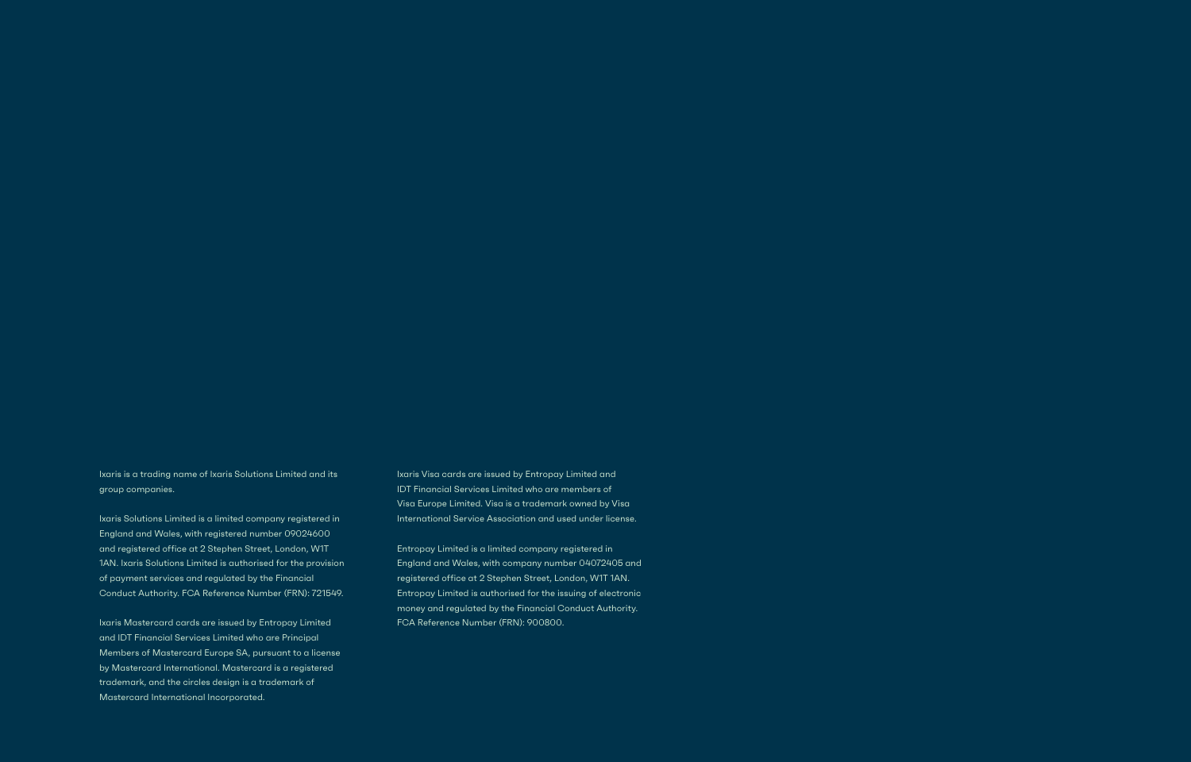Ixaris is a trading name of Ixaris Solutions Limited and its group companies.

Ixaris Solutions Limited is a limited company registered in England and Wales, with registered number 09024600 and registered office at 2 Stephen Street, London, W1T 1AN. Ixaris Solutions Limited is authorised for the provision of payment services and regulated by the Financial Conduct Authority. FCA Reference Number (FRN): 721549.

Ixaris Mastercard cards are issued by Entropay Limited and IDT Financial Services Limited who are Principal Members of Mastercard Europe SA, pursuant to a license by Mastercard International. Mastercard is a registered trademark, and the circles design is a trademark of Mastercard International Incorporated.

Ixaris Visa cards are issued by Entropay Limited and IDT Financial Services Limited who are members of Visa Europe Limited. Visa is a trademark owned by Visa International Service Association and used under license.

Entropay Limited is a limited company registered in England and Wales, with company number 04072405 and registered office at 2 Stephen Street, London, W1T 1AN. Entropay Limited is authorised for the issuing of electronic money and regulated by the Financial Conduct Authority. FCA Reference Number (FRN): 900800.